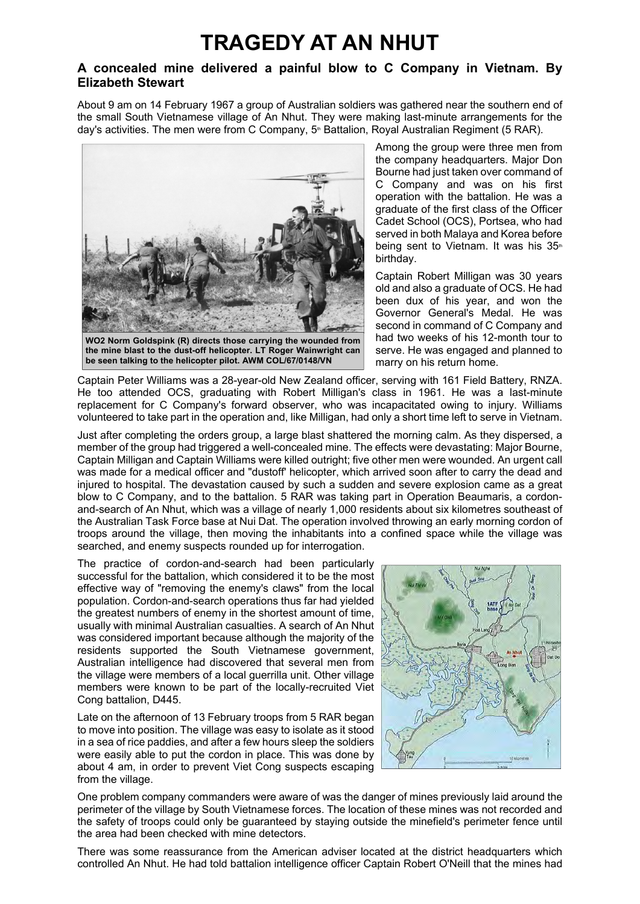# TRAGEDY AT AN NHUT

### A concealed mine delivered a painful blow to C Company in Vietnam. By Elizabeth Stewart

About 9 am on 14 February 1967 a group of Australian soldiers was gathered near the southern end of the small South Vietnamese village of An Nhut. They were making last-minute arrangements for the day's activities. The men were from C Company, 5th Battalion, Royal Australian Regiment (5 RAR).

**WO2 Norm Goldspink (R) directs those carrying the wounded from the mine blast to the dust-off helicopter. LT Roger Wainwright can be seen talking to the helicopter pilot. AWM COL/67/0148/VN**

Among the group were three men from the company headquarters. Major Don Bourne had just taken over command of C Company and was on his first operation with the battalion. He was a graduate of the first class of the Officer Cadet School (OCS), Portsea, who had served in both Malaya and Korea before being sent to Vietnam. It was his 35th birthday.

Captain Robert Milligan was 30 years old and also a graduate of OCS. He had been dux of his year, and won the Governor General's Medal. He was second in command of C Company and had two weeks of his 12-month tour to serve. He was engaged and planned to marry on his return home.

Captain Peter Williams was a 28-year-old New Zealand officer, serving with 161 Field Battery, RNZA. He too attended OCS, graduating with Robert Milligan's class in 1961. He was a last-minute replacement for C Company's forward observer, who was incapacitated owing to injury. Williams volunteered to take part in the operation and, like Milligan, had only a short time left to serve in Vietnam.

Just after completing the orders group, a large blast shattered the morning calm. As they dispersed, a member of the group had triggered a well-concealed mine. The effects were devastating: Major Bourne, Captain Milligan and Captain Williams were killed outright; five other men were wounded. An urgent call was made for a medical officer and "dustoff' helicopter, which arrived soon after to carry the dead and injured to hospital. The devastation caused by such a sudden and severe explosion came as a great blow to C Company, and to the battalion. 5 RAR was taking part in Operation Beaumaris, a cordon-and-search of An Nhut, which was a village of nearly 1,000 residents about six kilometres southeast of the Australian Task Force base at Nui Dat. The operation involved throwing an early morning cordon of troops around the village, then moving the inhabitants into a confined space while the village was searched, and enemy suspects rounded up for interrogation.

The practice of cordon-and-search had been particularly successful for the battalion, which considered it to be the most effective way of "removing the enemy's claws" from the local population. Cordon-and-search operations thus far had yielded the greatest numbers of enemy in the shortest amount of time, usually with minimal Australian casualties. A search of An Nhut was considered important because although the majority of the residents supported the South Vietnamese government, Australian intelligence had discovered that several men from the village were members of a local guerrilla unit. Other village members were known to be part of the locally-recruited Viet Cong battalion, D445.

Late on the afternoon of 13 February troops from 5 RAR began to move into position. The village was easy to isolate as it stood in a sea of rice paddies, and after a few hours sleep the soldiers were easily able to put the cordon in place. This was done by about 4 am, in order to prevent Viet Cong suspects escaping from the village.

One problem company commanders were aware of was the danger of mines previously laid around the perimeter of the village by South Vietnamese forces. The location of these mines was not recorded and the safety of troops could only be guaranteed by staying outside the minefield's perimeter fence until the area had been checked with mine detectors.

There was some reassurance from the American adviser located at the district headquarters which controlled An Nhut. He had told battalion intelligence officer Captain Robert O'Neill that the mines had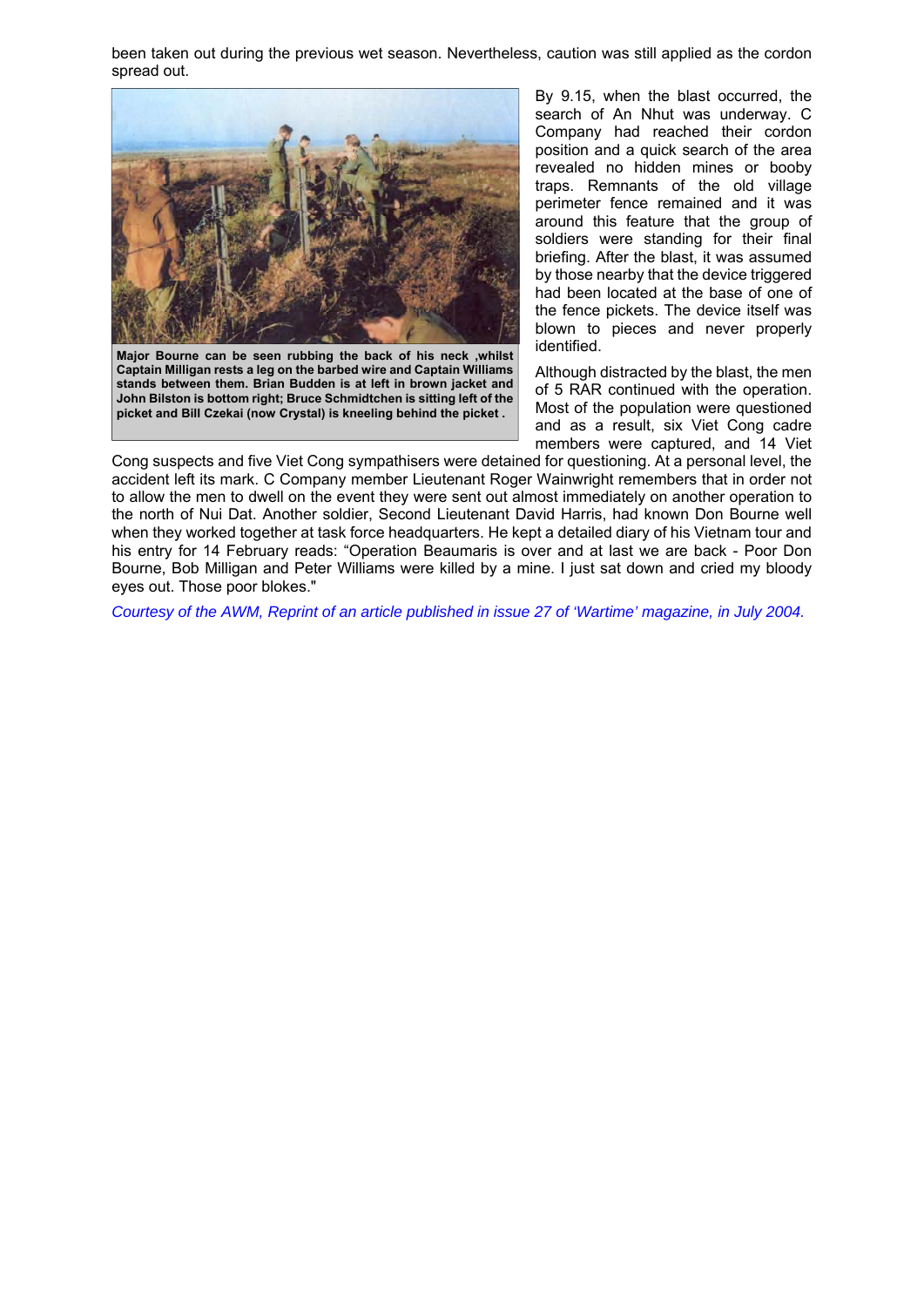been taken out during the previous wet season. Nevertheless, caution was still applied as the cordon spread out.

**Major Bourne can be seen rubbing the back of his neck ,whilst Captain Milligan rests a leg on the barbed wire and Captain Williams stands between them. Brian Budden is at left in brown jacket and John Bilston is bottom right; Bruce Schmidtchen is sitting left of the picket and Bill Czekai (now Crystal) is kneeling behind the picket .**

By 9.15, when the blast occurred, the search of An Nhut was underway. C Company had reached their cordon position and a quick search of the area revealed no hidden mines or booby traps. Remnants of the old village perimeter fence remained and it was around this feature that the group of soldiers were standing for their final briefing. After the blast, it was assumed by those nearby that the device triggered had been located at the base of one of the fence pickets. The device itself was blown to pieces and never properly identified.

Although distracted by the blast, the men of 5 RAR continued with the operation. Most of the population were questioned and as a result, six Viet Cong cadre members were captured, and 14 Viet Cong suspects and five Viet Cong sympathisers were detained for questioning. At a personal level, the accident left its mark. C Company member Lieutenant Roger Wainwright remembers that in order not to allow the men to dwell on the event they were sent out almost immediately on another operation to the north of Nui Dat. Another soldier, Second Lieutenant David Harris, had known Don Bourne well when they worked together at task force headquarters. He kept a detailed diary of his Vietnam tour and his entry for 14 February reads: "Operation Beaumaris is over and at last we are back - Poor Don Bourne, Bob Milligan and Peter Williams were killed by a mine. I just sat down and cried my bloody eyes out. Those poor blokes."

*Courtesy of the AWM, Reprint of an article published in issue 27 of 'Wartime' magazine, in July 2004.*